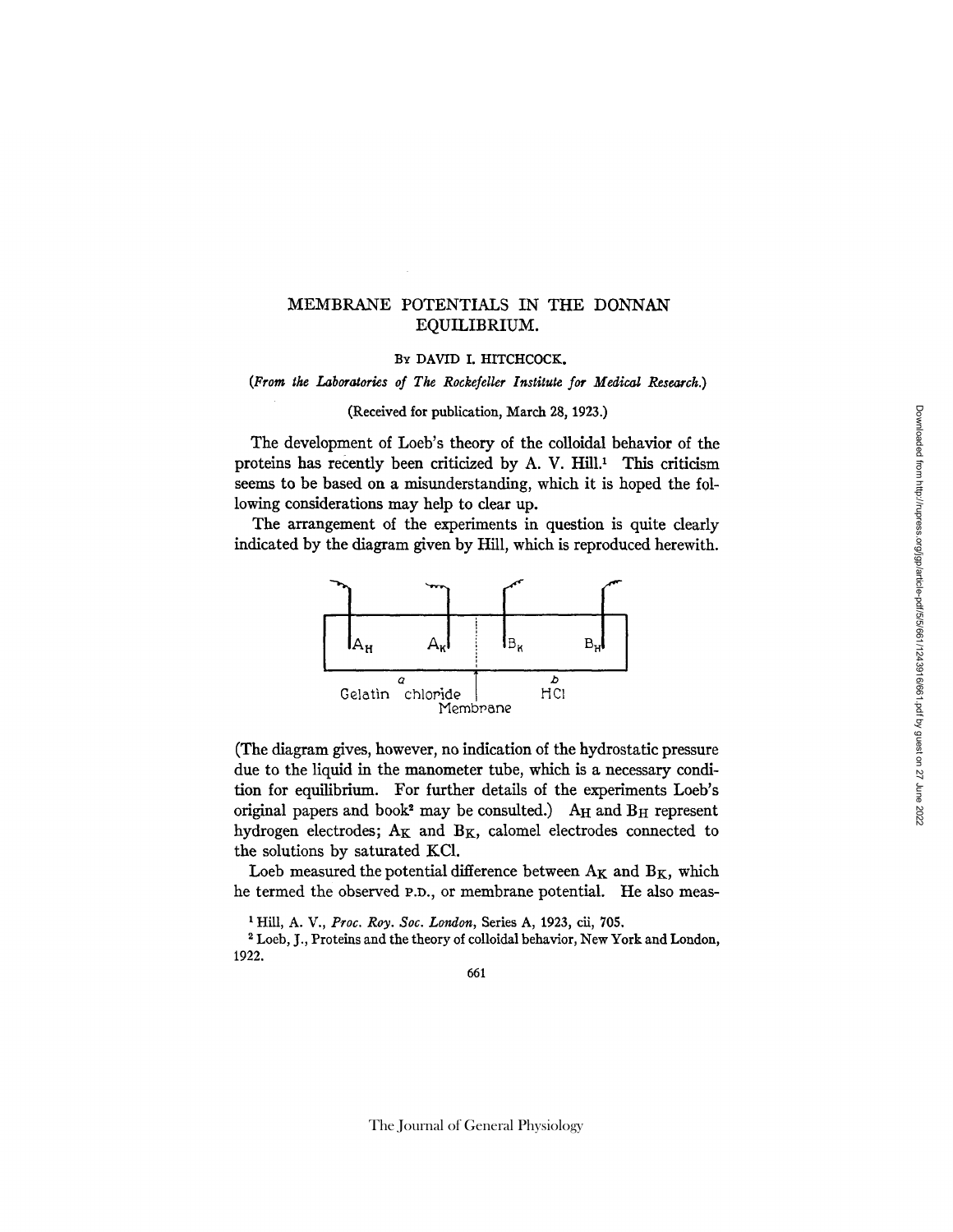# MEMBRANE POTENTIALS IN THE DONNAN EQUILIBRIUM.

By DAVID I. HITCHCOCK.

(*From the Laboratories of The Rockefeller Institute for Medical Research.*)

(Received for publication, March 28, 1923.)

The development of Loeb's theory of the colloidal behavior of the proteins has recently been criticized by A. V. Hill.[1] This criticism seems to be based on a misunderstanding, which it is hoped the following considerations may help to clear up.

The arrangement of the experiments in question is quite clearly indicated by the diagram given by Hill, which is reproduced herewith.

$A_H$ $A_K$ $B_K$ $B_H$

a b

Gelatin chloride HCl

Membrane

(The diagram gives, however, no indication of the hydrostatic pressure due to the liquid in the manometer tube, which is a necessary condition for equilibrium. For further details of the experiments Loeb's original papers and book[2] may be consulted.) $A_H$ and $B_H$ represent hydrogen electrodes; $A_K$ and $B_K$, calomel electrodes connected to the solutions by saturated KCl.

Loeb measured the potential difference between $A_K$ and $B_K$, which he termed the observed P.D., or membrane potential. He also meas-

[1] Hill, A. V., *Proc. Roy. Soc. London*, Series A, 1923, cii, 705.

[2] Loeb, J., Proteins and the theory of colloidal behavior, New York and London, 1922.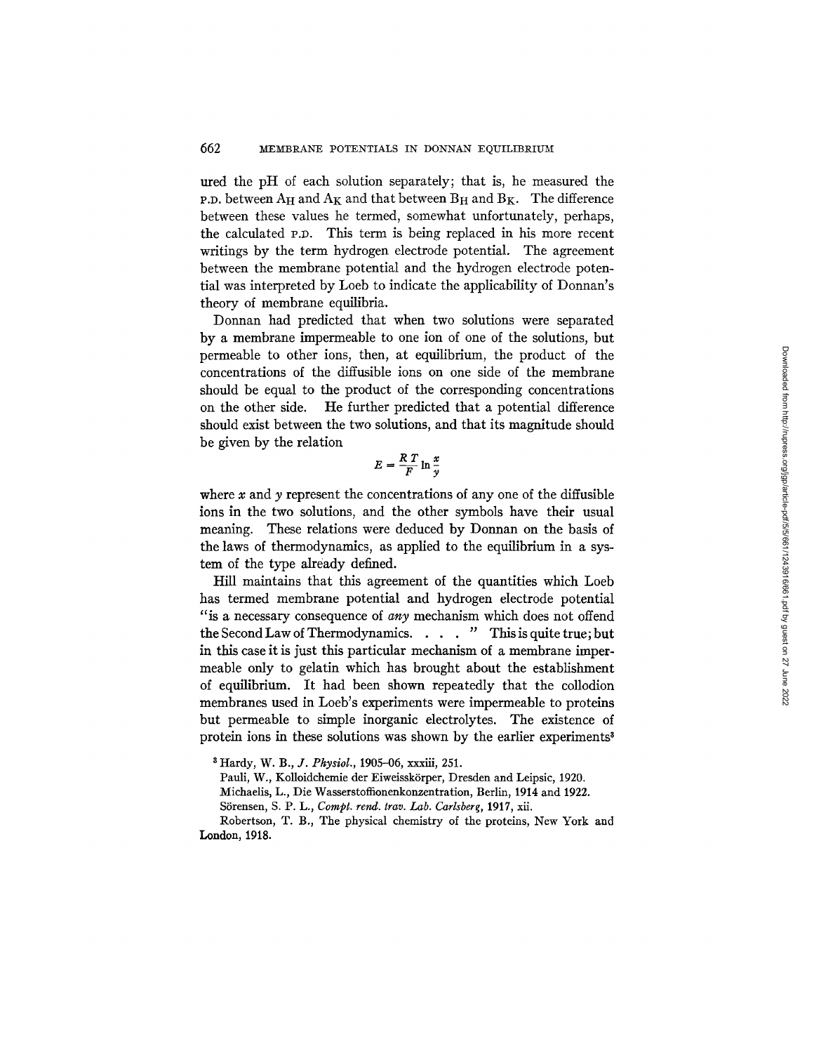ured the pH of each solution separately; that is, he measured the P.D. between $A_H$ and $A_K$ and that between $B_H$ and $B_K$. The difference between these values he termed, somewhat unfortunately, perhaps, the calculated P.D. This term is being replaced in his more recent writings by the term hydrogen electrode potential. The agreement between the membrane potential and the hydrogen electrode potential was interpreted by Loeb to indicate the applicability of Donnan's theory of membrane equilibria.

Donnan had predicted that when two solutions were separated by a membrane impermeable to one ion of one of the solutions, but permeable to other ions, then, at equilibrium, the product of the concentrations of the diffusible ions on one side of the membrane should be equal to the product of the corresponding concentrations on the other side. He further predicted that a potential difference should exist between the two solutions, and that its magnitude should be given by the relation

$$E = \frac{RT}{F} \ln \frac{x}{y}$$

where $x$ and $y$ represent the concentrations of any one of the diffusible ions in the two solutions, and the other symbols have their usual meaning. These relations were deduced by Donnan on the basis of the laws of thermodynamics, as applied to the equilibrium in a system of the type already defined.

Hill maintains that this agreement of the quantities which Loeb has termed membrane potential and hydrogen electrode potential "is a necessary consequence of *any* mechanism which does not offend the Second Law of Thermodynamics. . . . " This is quite true; but in this case it is just this particular mechanism of a membrane impermeable only to gelatin which has brought about the establishment of equilibrium. It had been shown repeatedly that the collodion membranes used in Loeb's experiments were impermeable to proteins but permeable to simple inorganic electrolytes. The existence of protein ions in these solutions was shown by the earlier experiments[3]

[3] Hardy, W. B., *J. Physiol.*, 1905–06, xxxiii, 251.

Pauli, W., Kolloidchemie der Eiweisskörper, Dresden and Leipsic, 1920.

Michaelis, L., Die Wasserstoffionenkonzentration, Berlin, 1914 and 1922.

Sörensen, S. P. L., *Compt. rend. trav. Lab. Carlsberg*, 1917, xii.

Robertson, T. B., The physical chemistry of the proteins, New York and London, 1918.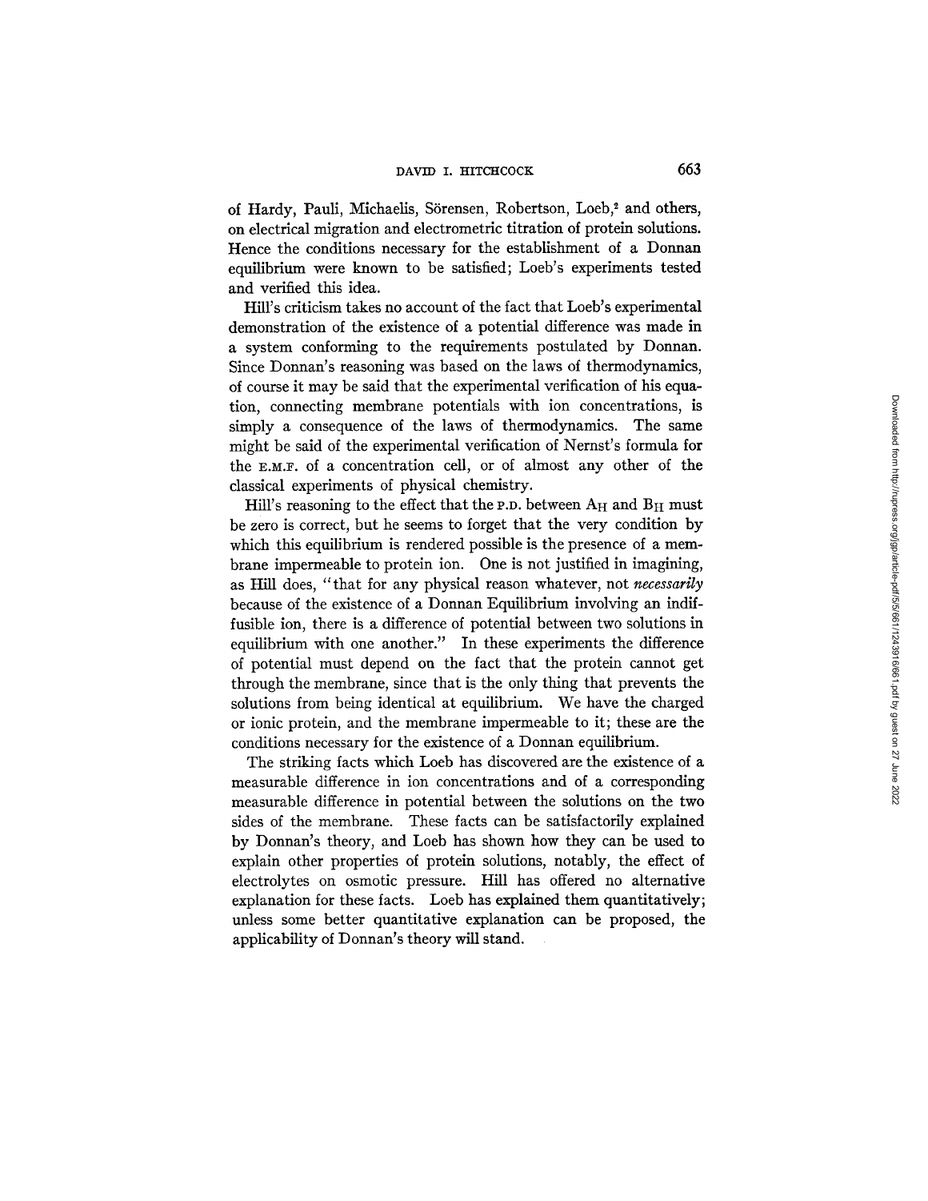of Hardy, Pauli, Michaelis, Sörensen, Robertson, Loeb,[2] and others, on electrical migration and electrometric titration of protein solutions. Hence the conditions necessary for the establishment of a Donnan equilibrium were known to be satisfied; Loeb's experiments tested and verified this idea.

Hill's criticism takes no account of the fact that Loeb's experimental demonstration of the existence of a potential difference was made in a system conforming to the requirements postulated by Donnan. Since Donnan's reasoning was based on the laws of thermodynamics, of course it may be said that the experimental verification of his equation, connecting membrane potentials with ion concentrations, is simply a consequence of the laws of thermodynamics. The same might be said of the experimental verification of Nernst's formula for the E.M.F. of a concentration cell, or of almost any other of the classical experiments of physical chemistry.

Hill's reasoning to the effect that the P.D. between $A_H$ and $B_H$ must be zero is correct, but he seems to forget that the very condition by which this equilibrium is rendered possible is the presence of a membrane impermeable to protein ion. One is not justified in imagining, as Hill does, "that for any physical reason whatever, not *necessarily* because of the existence of a Donnan Equilibrium involving an indiffusible ion, there is a difference of potential between two solutions in equilibrium with one another." In these experiments the difference of potential must depend on the fact that the protein cannot get through the membrane, since that is the only thing that prevents the solutions from being identical at equilibrium. We have the charged or ionic protein, and the membrane impermeable to it; these are the conditions necessary for the existence of a Donnan equilibrium.

The striking facts which Loeb has discovered are the existence of a measurable difference in ion concentrations and of a corresponding measurable difference in potential between the solutions on the two sides of the membrane. These facts can be satisfactorily explained by Donnan's theory, and Loeb has shown how they can be used to explain other properties of protein solutions, notably, the effect of electrolytes on osmotic pressure. Hill has offered no alternative explanation for these facts. Loeb has explained them quantitatively; unless some better quantitative explanation can be proposed, the applicability of Donnan's theory will stand.